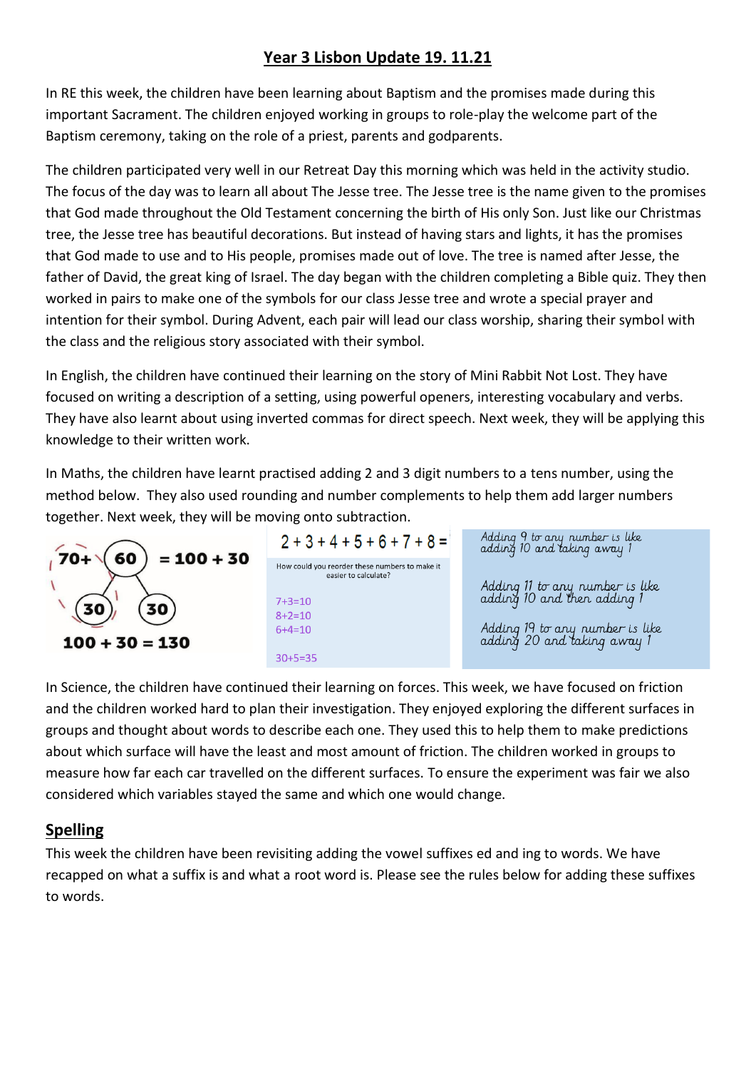# Year 3 Lisbon Update 19. 11.21

In RE this week, the children have been learning about Baptism and the promises made during this important Sacrament. The children enjoyed working in groups to role-play the welcome part of the Baptism ceremony, taking on the role of a priest, parents and godparents.

The children participated very well in our Retreat Day this morning which was held in the activity studio. The focus of the day was to learn all about The Jesse tree. The Jesse tree is the name given to the promises that God made throughout the Old Testament concerning the birth of His only Son. Just like our Christmas tree, the Jesse tree has beautiful decorations. But instead of having stars and lights, it has the promises that God made to use and to His people, promises made out of love. The tree is named after Jesse, the father of David, the great king of Israel. The day began with the children completing a Bible quiz. They then worked in pairs to make one of the symbols for our class Jesse tree and wrote a special prayer and intention for their symbol. During Advent, each pair will lead our class worship, sharing their symbol with the class and the religious story associated with their symbol.

In English, the children have continued their learning on the story of Mini Rabbit Not Lost. They have focused on writing a description of a setting, using powerful openers, interesting vocabulary and verbs. They have also learnt about using inverted commas for direct speech. Next week, they will be applying this knowledge to their written work.

In Maths, the children have learnt practised adding 2 and 3 digit numbers to a tens number, using the method below. They also used rounding and number complements to help them add larger numbers together. Next week, they will be moving onto subtraction.

70+ 60 = 100 + 30

30 30

100 + 30 = 130

2 + 3 + 4 + 5 + 6 + 7 + 8 =

How could you reorder these numbers to make it easier to calculate?

7+3=10
8+2=10
6+4=10

30+5=35

*Adding 9 to any number is like adding 10 and taking away 1*

*Adding 11 to any number is like adding 10 and then adding 1*

*Adding 19 to any number is like adding 20 and taking away 1*

In Science, the children have continued their learning on forces. This week, we have focused on friction and the children worked hard to plan their investigation. They enjoyed exploring the different surfaces in groups and thought about words to describe each one. They used this to help them to make predictions about which surface will have the least and most amount of friction. The children worked in groups to measure how far each car travelled on the different surfaces. To ensure the experiment was fair we also considered which variables stayed the same and which one would change.

## Spelling

This week the children have been revisiting adding the vowel suffixes ed and ing to words. We have recapped on what a suffix is and what a root word is. Please see the rules below for adding these suffixes to words.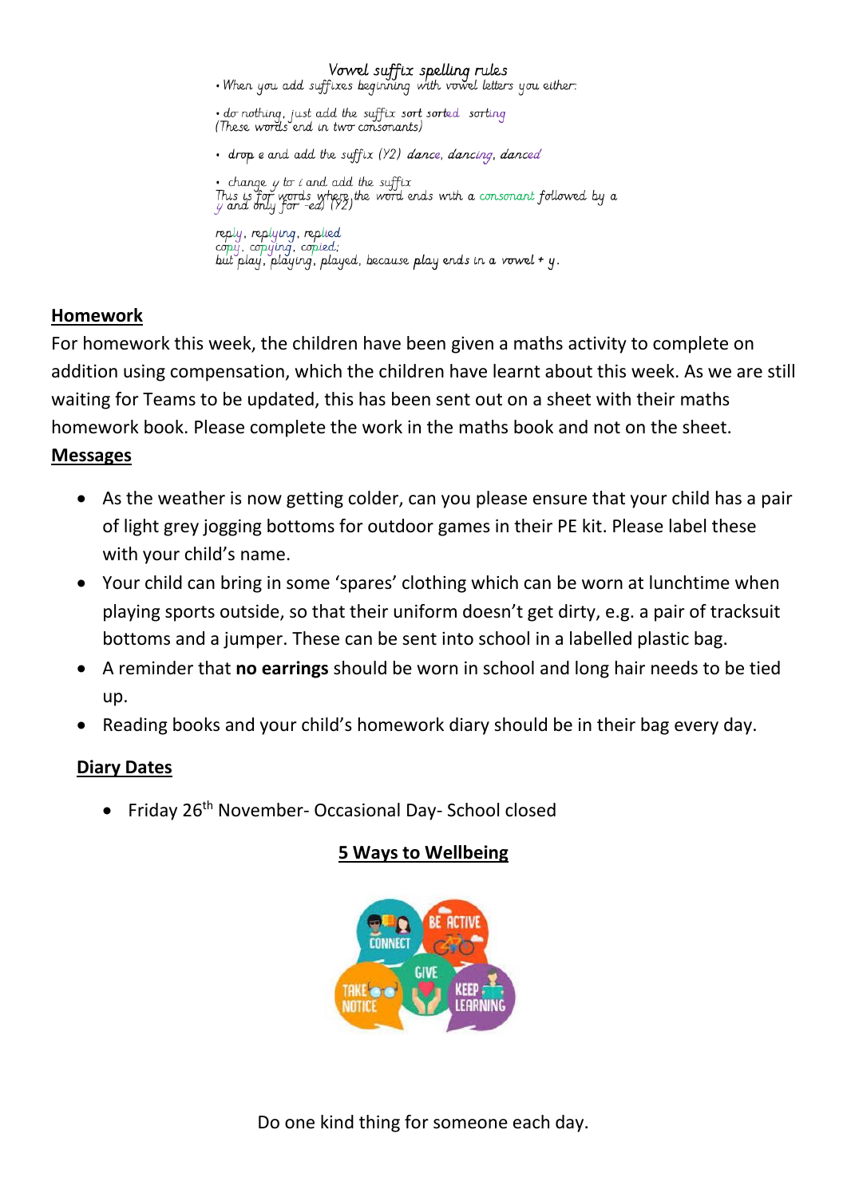Vowel suffix spelling rules

- When you add suffixes beginning with vowel letters you either:
- do nothing, just add the suffix sort sorted sorting
(These words end in two consonants)
- drop e and add the suffix (Y2) dance, dancing, danced
- change y to i and add the suffix
This is for words where the word ends with a consonant followed by a y and only for -ed) (Y2)

reply, replying, replied
copy, copying, copied;
but play, playing, played, because play ends in a vowel + y.

## Homework

For homework this week, the children have been given a maths activity to complete on addition using compensation, which the children have learnt about this week. As we are still waiting for Teams to be updated, this has been sent out on a sheet with their maths homework book. Please complete the work in the maths book and not on the sheet.

## Messages

- As the weather is now getting colder, can you please ensure that your child has a pair of light grey jogging bottoms for outdoor games in their PE kit. Please label these with your child's name.
- Your child can bring in some 'spares' clothing which can be worn at lunchtime when playing sports outside, so that their uniform doesn't get dirty, e.g. a pair of tracksuit bottoms and a jumper. These can be sent into school in a labelled plastic bag.
- A reminder that **no earrings** should be worn in school and long hair needs to be tied up.
- Reading books and your child's homework diary should be in their bag every day.

## Diary Dates

- Friday 26th November- Occasional Day- School closed

## 5 Ways to Wellbeing

Do one kind thing for someone each day.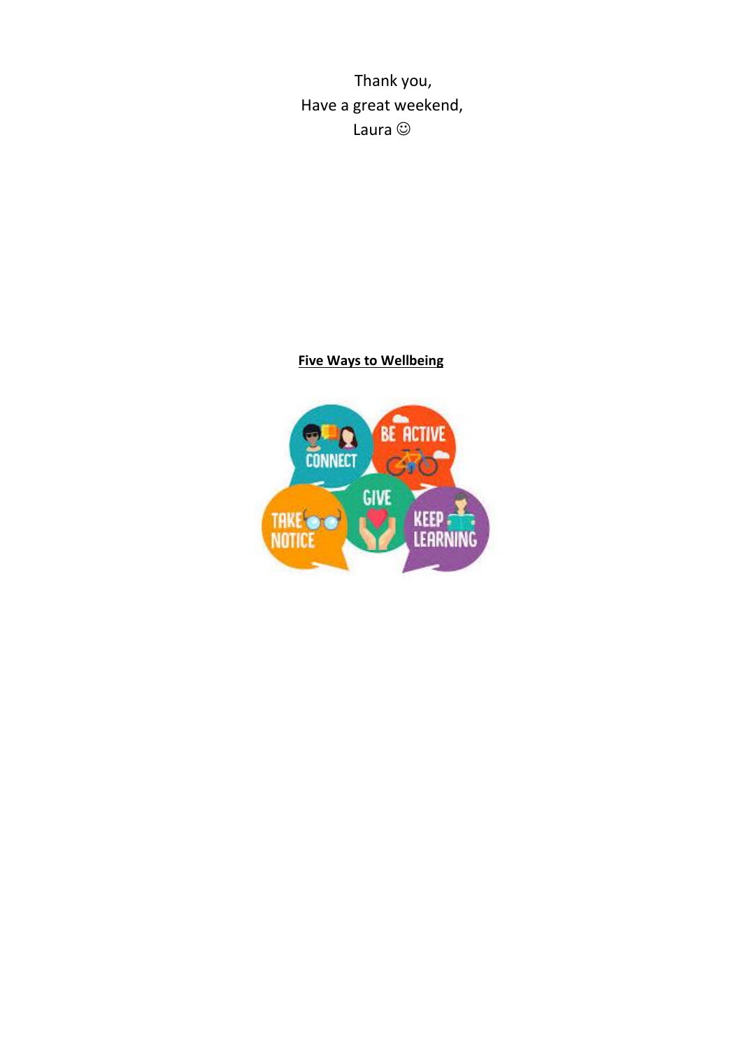Thank you,
Have a great weekend,
Laura ☺

**<u>Five Ways to Wellbeing</u>**

CONNECT

BE ACTIVE

GIVE

TAKE NOTICE

KEEP LEARNING